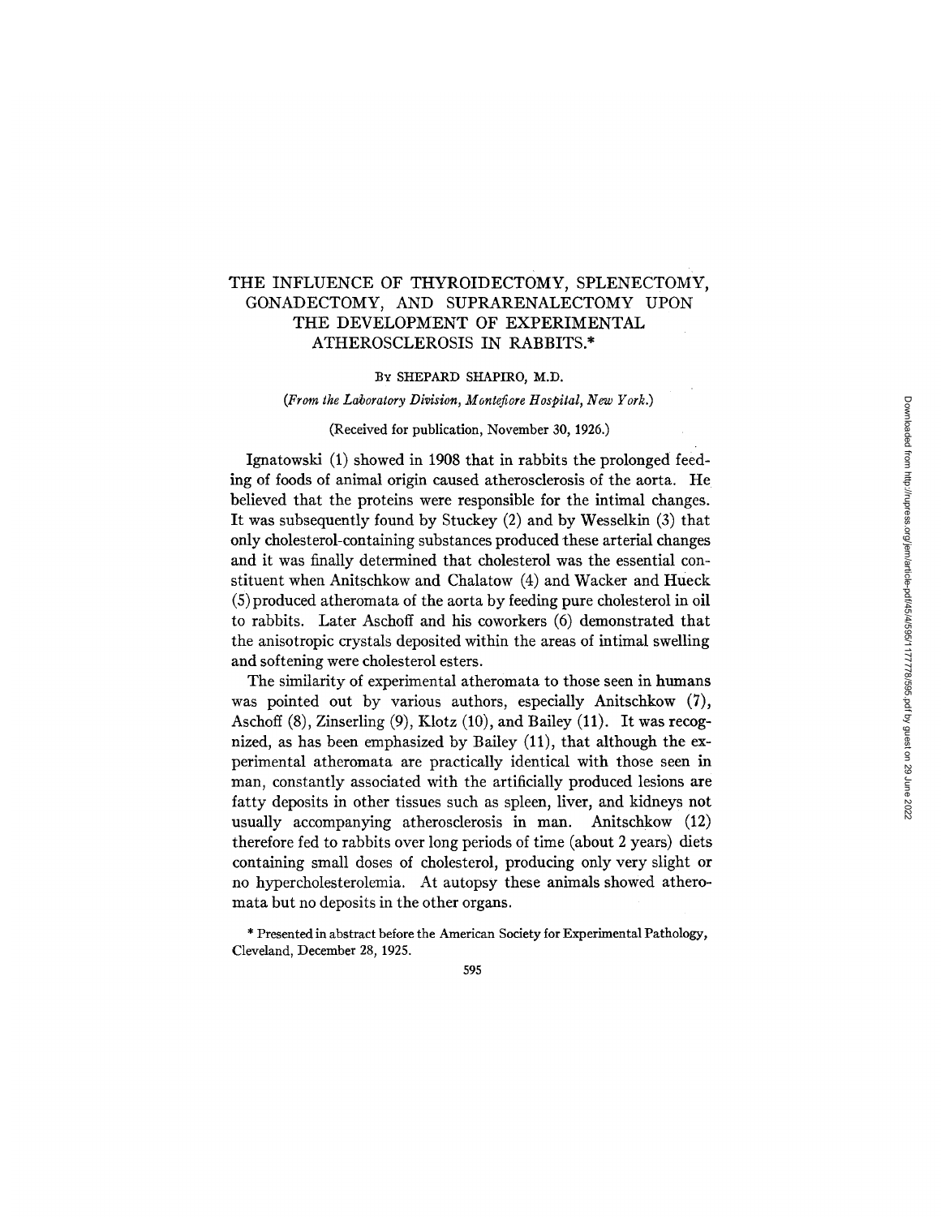# THE INFLUENCE OF THYROIDECTOMY, SPLENECTOMY, GONADECTOMY, AND SUPRARENALECTOMY UPON THE DEVELOPMENT OF EXPERIMENTAL ATHEROSCLEROSIS IN RABBITS.*

By SHEPARD SHAPIRO, M.D.

*(From the Laboratory Division, Montefiore Hospital, New York.)*

(Received for publication, November 30, 1926.)

Ignatowski (1) showed in 1908 that in rabbits the prolonged feeding of foods of animal origin caused atherosclerosis of the aorta. He believed that the proteins were responsible for the intimal changes. It was subsequently found by Stuckey (2) and by Wesselkin (3) that only cholesterol-containing substances produced these arterial changes and it was finally determined that cholesterol was the essential constituent when Anitschkow and Chalatow (4) and Wacker and Hueck (5) produced atheromata of the aorta by feeding pure cholesterol in oil to rabbits. Later Aschoff and his coworkers (6) demonstrated that the anisotropic crystals deposited within the areas of intimal swelling and softening were cholesterol esters.

The similarity of experimental atheromata to those seen in humans was pointed out by various authors, especially Anitschkow (7), Aschoff (8), Zinserling (9), Klotz (10), and Bailey (11). It was recognized, as has been emphasized by Bailey (11), that although the experimental atheromata are practically identical with those seen in man, constantly associated with the artificially produced lesions are fatty deposits in other tissues such as spleen, liver, and kidneys not usually accompanying atherosclerosis in man. Anitschkow (12) therefore fed to rabbits over long periods of time (about 2 years) diets containing small doses of cholesterol, producing only very slight or no hypercholesterolemia. At autopsy these animals showed atheromata but no deposits in the other organs.

* Presented in abstract before the American Society for Experimental Pathology, Cleveland, December 28, 1925.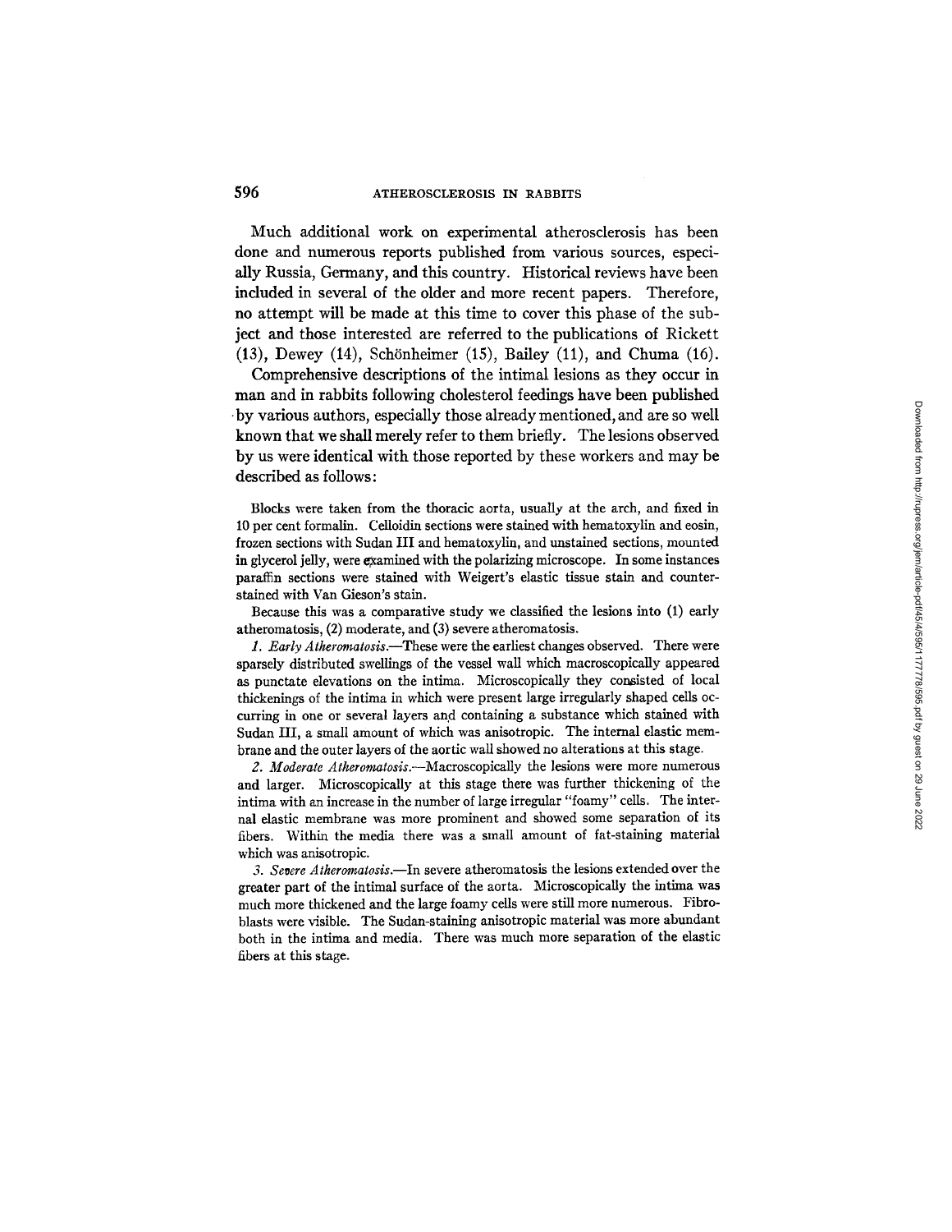Much additional work on experimental atherosclerosis has been done and numerous reports published from various sources, especially Russia, Germany, and this country. Historical reviews have been included in several of the older and more recent papers. Therefore, no attempt will be made at this time to cover this phase of the subject and those interested are referred to the publications of Rickett (13), Dewey (14), Schönheimer (15), Bailey (11), and Chuma (16).

Comprehensive descriptions of the intimal lesions as they occur in man and in rabbits following cholesterol feedings have been published by various authors, especially those already mentioned, and are so well known that we shall merely refer to them briefly. The lesions observed by us were identical with those reported by these workers and may be described as follows:

Blocks were taken from the thoracic aorta, usually at the arch, and fixed in 10 per cent formalin. Celloidin sections were stained with hematoxylin and eosin, frozen sections with Sudan III and hematoxylin, and unstained sections, mounted in glycerol jelly, were examined with the polarizing microscope. In some instances paraffin sections were stained with Weigert's elastic tissue stain and counterstained with Van Gieson's stain.

Because this was a comparative study we classified the lesions into (1) early atheromatosis, (2) moderate, and (3) severe atheromatosis.

*1. Early Atheromatosis.*—These were the earliest changes observed. There were sparsely distributed swellings of the vessel wall which macroscopically appeared as punctate elevations on the intima. Microscopically they consisted of local thickenings of the intima in which were present large irregularly shaped cells occurring in one or several layers and containing a substance which stained with Sudan III, a small amount of which was anisotropic. The internal elastic membrane and the outer layers of the aortic wall showed no alterations at this stage.

*2. Moderate Atheromatosis.*—Macroscopically the lesions were more numerous and larger. Microscopically at this stage there was further thickening of the intima with an increase in the number of large irregular "foamy" cells. The internal elastic membrane was more prominent and showed some separation of its fibers. Within the media there was a small amount of fat-staining material which was anisotropic.

*3. Severe Atheromatosis.*—In severe atheromatosis the lesions extended over the greater part of the intimal surface of the aorta. Microscopically the intima was much more thickened and the large foamy cells were still more numerous. Fibroblasts were visible. The Sudan-staining anisotropic material was more abundant both in the intima and media. There was much more separation of the elastic fibers at this stage.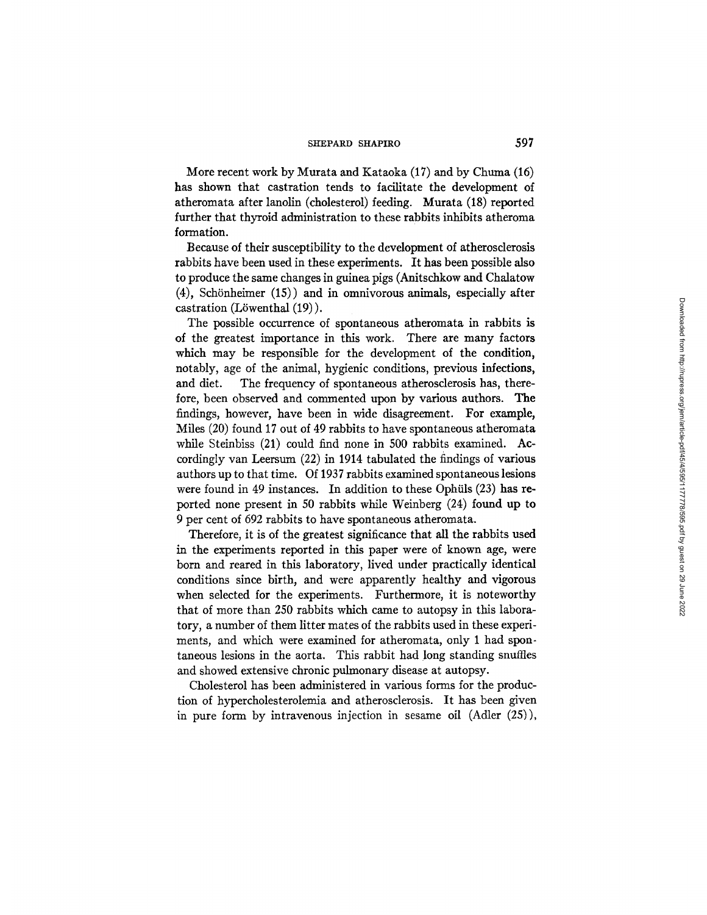More recent work by Murata and Kataoka (17) and by Chuma (16) has shown that castration tends to facilitate the development of atheromata after lanolin (cholesterol) feeding. Murata (18) reported further that thyroid administration to these rabbits inhibits atheroma formation.

Because of their susceptibility to the development of atherosclerosis rabbits have been used in these experiments. It has been possible also to produce the same changes in guinea pigs (Anitschkow and Chalatow (4), Schönheimer (15)) and in omnivorous animals, especially after castration (Löwenthal (19)).

The possible occurrence of spontaneous atheromata in rabbits is of the greatest importance in this work. There are many factors which may be responsible for the development of the condition, notably, age of the animal, hygienic conditions, previous infections, and diet. The frequency of spontaneous atherosclerosis has, therefore, been observed and commented upon by various authors. The findings, however, have been in wide disagreement. For example, Miles (20) found 17 out of 49 rabbits to have spontaneous atheromata while Steinbiss (21) could find none in 500 rabbits examined. Accordingly van Leersum (22) in 1914 tabulated the findings of various authors up to that time. Of 1937 rabbits examined spontaneous lesions were found in 49 instances. In addition to these Ophüls (23) has reported none present in 50 rabbits while Weinberg (24) found up to 9 per cent of 692 rabbits to have spontaneous atheromata.

Therefore, it is of the greatest significance that all the rabbits used in the experiments reported in this paper were of known age, were born and reared in this laboratory, lived under practically identical conditions since birth, and were apparently healthy and vigorous when selected for the experiments. Furthermore, it is noteworthy that of more than 250 rabbits which came to autopsy in this laboratory, a number of them litter mates of the rabbits used in these experiments, and which were examined for atheromata, only 1 had spontaneous lesions in the aorta. This rabbit had long standing snuffles and showed extensive chronic pulmonary disease at autopsy.

Cholesterol has been administered in various forms for the production of hypercholesterolemia and atherosclerosis. It has been given in pure form by intravenous injection in sesame oil (Adler (25)),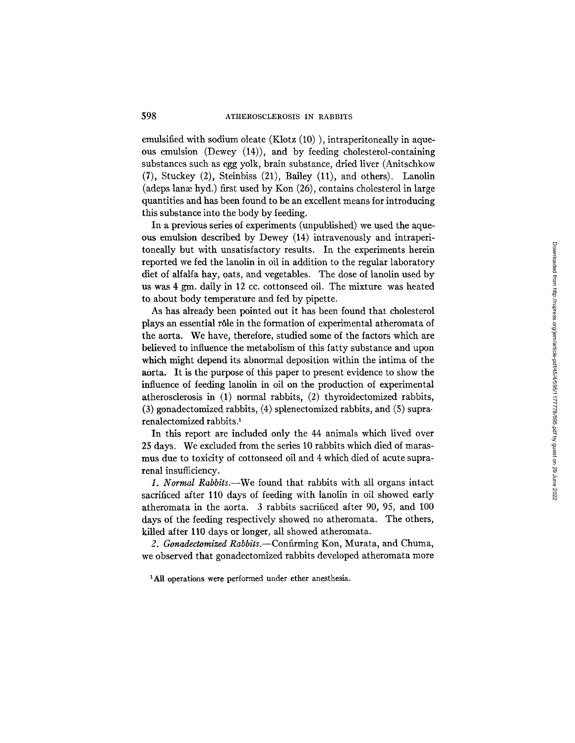emulsified with sodium oleate (Klotz (10) ), intraperitoneally in aqueous emulsion (Dewey (14)), and by feeding cholesterol-containing substances such as egg yolk, brain substance, dried liver (Anitschkow (7), Stuckey (2), Steinbiss (21), Bailey (11), and others). Lanolin (adeps lanæ hyd.) first used by Kon (26), contains cholesterol in large quantities and has been found to be an excellent means for introducing this substance into the body by feeding.

In a previous series of experiments (unpublished) we used the aqueous emulsion described by Dewey (14) intravenously and intraperitoneally but with unsatisfactory results. In the experiments herein reported we fed the lanolin in oil in addition to the regular laboratory diet of alfalfa hay, oats, and vegetables. The dose of lanolin used by us was 4 gm. daily in 12 cc. cottonseed oil. The mixture was heated to about body temperature and fed by pipette.

As has already been pointed out it has been found that cholesterol plays an essential rôle in the formation of experimental atheromata of the aorta. We have, therefore, studied some of the factors which are believed to influence the metabolism of this fatty substance and upon which might depend its abnormal deposition within the intima of the aorta. It is the purpose of this paper to present evidence to show the influence of feeding lanolin in oil on the production of experimental atherosclerosis in (1) normal rabbits, (2) thyroidectomized rabbits, (3) gonadectomized rabbits, (4) splenectomized rabbits, and (5) suprarenalectomized rabbits.[1]

In this report are included only the 44 animals which lived over 25 days. We excluded from the series 10 rabbits which died of marasmus due to toxicity of cottonseed oil and 4 which died of acute suprarenal insufficiency.

*1. Normal Rabbits.*—We found that rabbits with all organs intact sacrificed after 110 days of feeding with lanolin in oil showed early atheromata in the aorta. 3 rabbits sacrificed after 90, 95, and 100 days of the feeding respectively showed no atheromata. The others, killed after 110 days or longer, all showed atheromata.

*2. Gonadectomized Rabbits.*—Confirming Kon, Murata, and Chuma, we observed that gonadectomized rabbits developed atheromata more

[1] All operations were performed under ether anesthesia.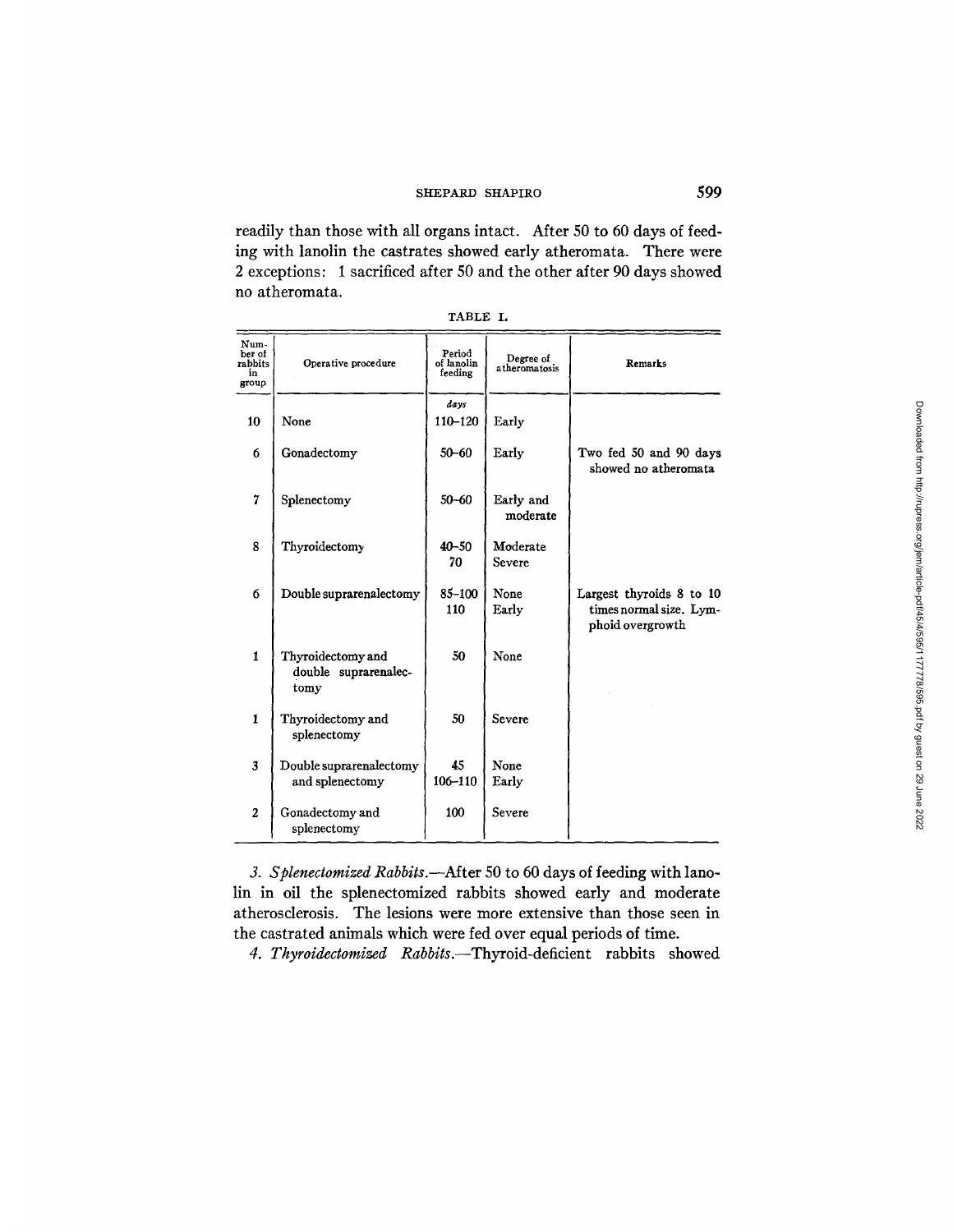readily than those with all organs intact. After 50 to 60 days of feeding with lanolin the castrates showed early atheromata. There were 2 exceptions: 1 sacrificed after 50 and the other after 90 days showed no atheromata.

TABLE I.

| Number of rabbits in group | Operative procedure | Period of lanolin feeding | Degree of atheromatosis | Remarks |
|---|---|---|---|---|
| | | *days* | | |
| 10 | None | 110–120 | Early | |
| 6 | Gonadectomy | 50–60 | Early | Two fed 50 and 90 days showed no atheromata |
| 7 | Splenectomy | 50–60 | Early and moderate | |
| 8 | Thyroidectomy | 40–50<br>70 | Moderate<br>Severe | |
| 6 | Double suprarenalectomy | 85–100<br>110 | None<br>Early | Largest thyroids 8 to 10 times normal size. Lymphoid overgrowth |
| 1 | Thyroidectomy and double suprarenalectomy | 50 | None | |
| 1 | Thyroidectomy and splenectomy | 50 | Severe | |
| 3 | Double suprarenalectomy and splenectomy | 45<br>106–110 | None<br>Early | |
| 2 | Gonadectomy and splenectomy | 100 | Severe | |

*3. Splenectomized Rabbits.*—After 50 to 60 days of feeding with lanolin in oil the splenectomized rabbits showed early and moderate atherosclerosis. The lesions were more extensive than those seen in the castrated animals which were fed over equal periods of time.

*4. Thyroidectomized Rabbits.*—Thyroid-deficient rabbits showed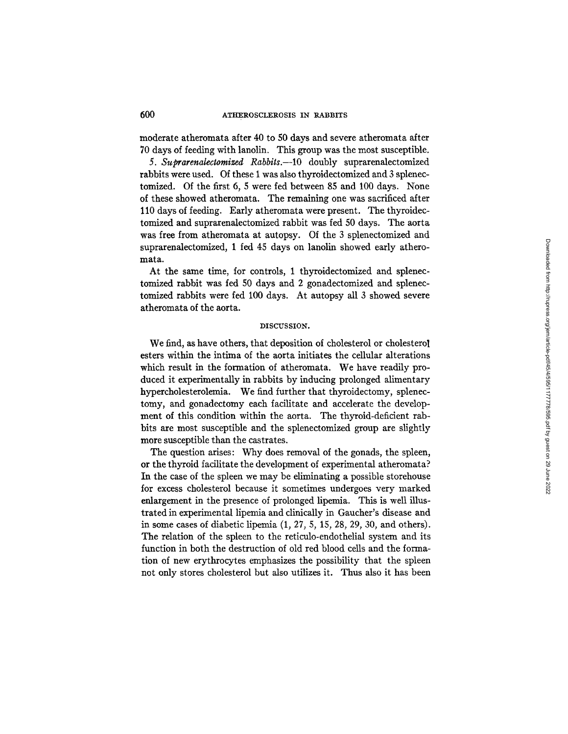moderate atheromata after 40 to 50 days and severe atheromata after 70 days of feeding with lanolin. This group was the most susceptible.

*5. Suprarenalectomized Rabbits.*—10 doubly suprarenalectomized rabbits were used. Of these 1 was also thyroidectomized and 3 splenectomized. Of the first 6, 5 were fed between 85 and 100 days. None of these showed atheromata. The remaining one was sacrificed after 110 days of feeding. Early atheromata were present. The thyroidectomized and suprarenalectomized rabbit was fed 50 days. The aorta was free from atheromata at autopsy. Of the 3 splenectomized and suprarenalectomized, 1 fed 45 days on lanolin showed early atheromata.

At the same time, for controls, 1 thyroidectomized and splenectomized rabbit was fed 50 days and 2 gonadectomized and splenectomized rabbits were fed 100 days. At autopsy all 3 showed severe atheromata of the aorta.

## DISCUSSION.

We find, as have others, that deposition of cholesterol or cholesterol esters within the intima of the aorta initiates the cellular alterations which result in the formation of atheromata. We have readily produced it experimentally in rabbits by inducing prolonged alimentary hypercholesterolemia. We find further that thyroidectomy, splenectomy, and gonadectomy each facilitate and accelerate the development of this condition within the aorta. The thyroid-deficient rabbits are most susceptible and the splenectomized group are slightly more susceptible than the castrates.

The question arises: Why does removal of the gonads, the spleen, or the thyroid facilitate the development of experimental atheromata? In the case of the spleen we may be eliminating a possible storehouse for excess cholesterol because it sometimes undergoes very marked enlargement in the presence of prolonged lipemia. This is well illustrated in experimental lipemia and clinically in Gaucher's disease and in some cases of diabetic lipemia (1, 27, 5, 15, 28, 29, 30, and others). The relation of the spleen to the reticulo-endothelial system and its function in both the destruction of old red blood cells and the formation of new erythrocytes emphasizes the possibility that the spleen not only stores cholesterol but also utilizes it. Thus also it has been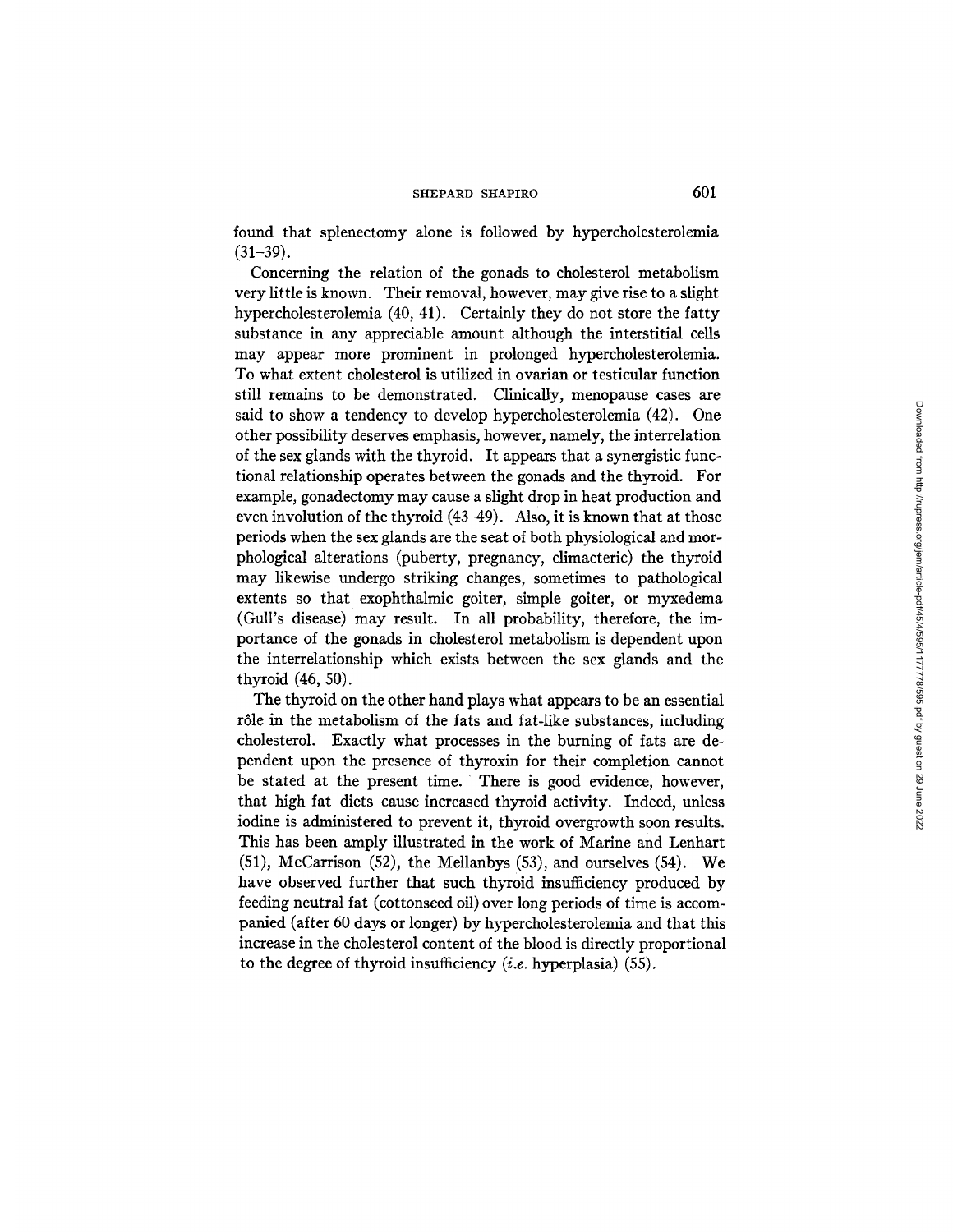found that splenectomy alone is followed by hypercholesterolemia (31–39).

Concerning the relation of the gonads to cholesterol metabolism very little is known. Their removal, however, may give rise to a slight hypercholesterolemia (40, 41). Certainly they do not store the fatty substance in any appreciable amount although the interstitial cells may appear more prominent in prolonged hypercholesterolemia. To what extent cholesterol is utilized in ovarian or testicular function still remains to be demonstrated. Clinically, menopause cases are said to show a tendency to develop hypercholesterolemia (42). One other possibility deserves emphasis, however, namely, the interrelation of the sex glands with the thyroid. It appears that a synergistic functional relationship operates between the gonads and the thyroid. For example, gonadectomy may cause a slight drop in heat production and even involution of the thyroid (43–49). Also, it is known that at those periods when the sex glands are the seat of both physiological and morphological alterations (puberty, pregnancy, climacteric) the thyroid may likewise undergo striking changes, sometimes to pathological extents so that exophthalmic goiter, simple goiter, or myxedema (Gull's disease) may result. In all probability, therefore, the importance of the gonads in cholesterol metabolism is dependent upon the interrelationship which exists between the sex glands and the thyroid (46, 50).

The thyroid on the other hand plays what appears to be an essential rôle in the metabolism of the fats and fat-like substances, including cholesterol. Exactly what processes in the burning of fats are dependent upon the presence of thyroxin for their completion cannot be stated at the present time. There is good evidence, however, that high fat diets cause increased thyroid activity. Indeed, unless iodine is administered to prevent it, thyroid overgrowth soon results. This has been amply illustrated in the work of Marine and Lenhart (51), McCarrison (52), the Mellanbys (53), and ourselves (54). We have observed further that such thyroid insufficiency produced by feeding neutral fat (cottonseed oil) over long periods of time is accompanied (after 60 days or longer) by hypercholesterolemia and that this increase in the cholesterol content of the blood is directly proportional to the degree of thyroid insufficiency (*i.e.* hyperplasia) (55).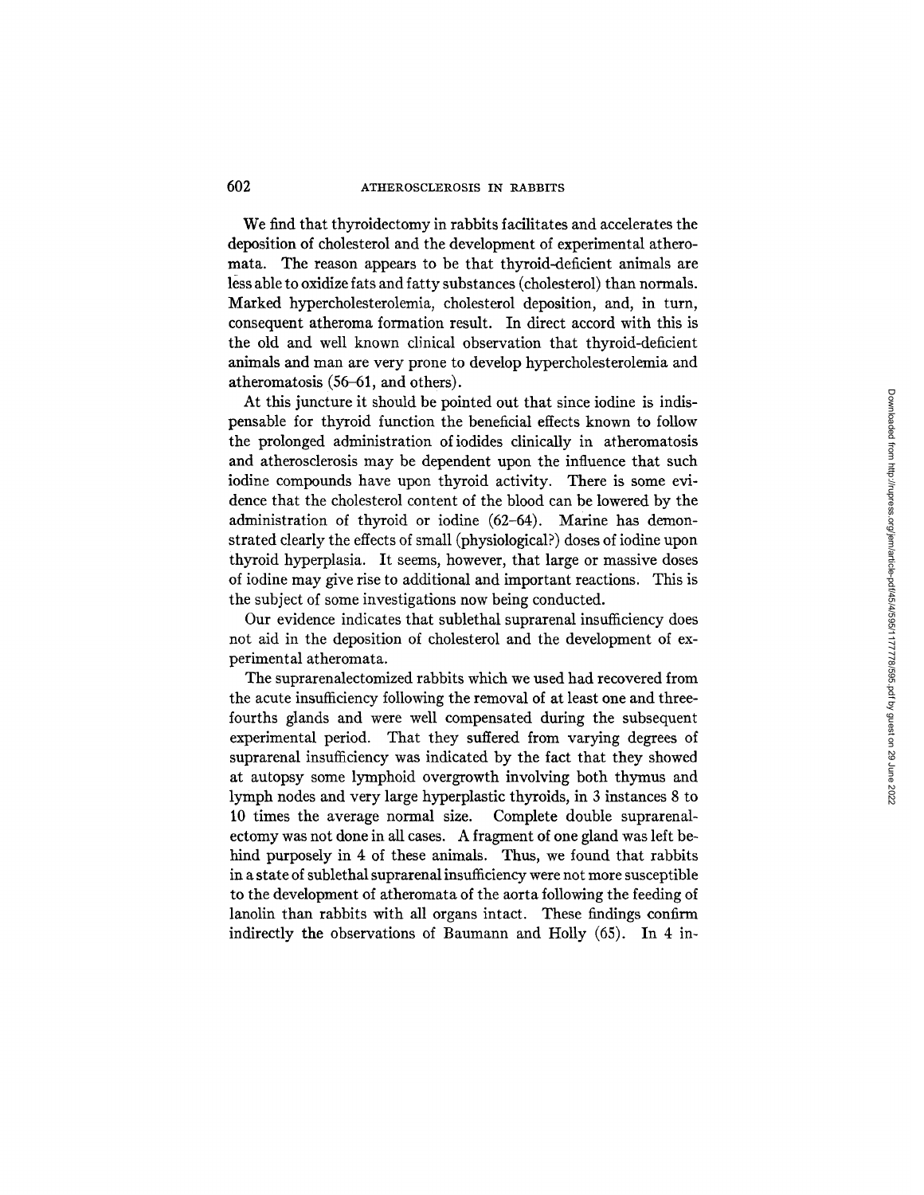We find that thyroidectomy in rabbits facilitates and accelerates the deposition of cholesterol and the development of experimental atheromata. The reason appears to be that thyroid-deficient animals are less able to oxidize fats and fatty substances (cholesterol) than normals. Marked hypercholesterolemia, cholesterol deposition, and, in turn, consequent atheroma formation result. In direct accord with this is the old and well known clinical observation that thyroid-deficient animals and man are very prone to develop hypercholesterolemia and atheromatosis (56–61, and others).

At this juncture it should be pointed out that since iodine is indispensable for thyroid function the beneficial effects known to follow the prolonged administration of iodides clinically in atheromatosis and atherosclerosis may be dependent upon the influence that such iodine compounds have upon thyroid activity. There is some evidence that the cholesterol content of the blood can be lowered by the administration of thyroid or iodine (62–64). Marine has demonstrated clearly the effects of small (physiological?) doses of iodine upon thyroid hyperplasia. It seems, however, that large or massive doses of iodine may give rise to additional and important reactions. This is the subject of some investigations now being conducted.

Our evidence indicates that sublethal suprarenal insufficiency does not aid in the deposition of cholesterol and the development of experimental atheromata.

The suprarenalectomized rabbits which we used had recovered from the acute insufficiency following the removal of at least one and three-fourths glands and were well compensated during the subsequent experimental period. That they suffered from varying degrees of suprarenal insufficiency was indicated by the fact that they showed at autopsy some lymphoid overgrowth involving both thymus and lymph nodes and very large hyperplastic thyroids, in 3 instances 8 to 10 times the average normal size. Complete double suprarenalectomy was not done in all cases. A fragment of one gland was left behind purposely in 4 of these animals. Thus, we found that rabbits in a state of sublethal suprarenal insufficiency were not more susceptible to the development of atheromata of the aorta following the feeding of lanolin than rabbits with all organs intact. These findings confirm indirectly the observations of Baumann and Holly (65). In 4 in-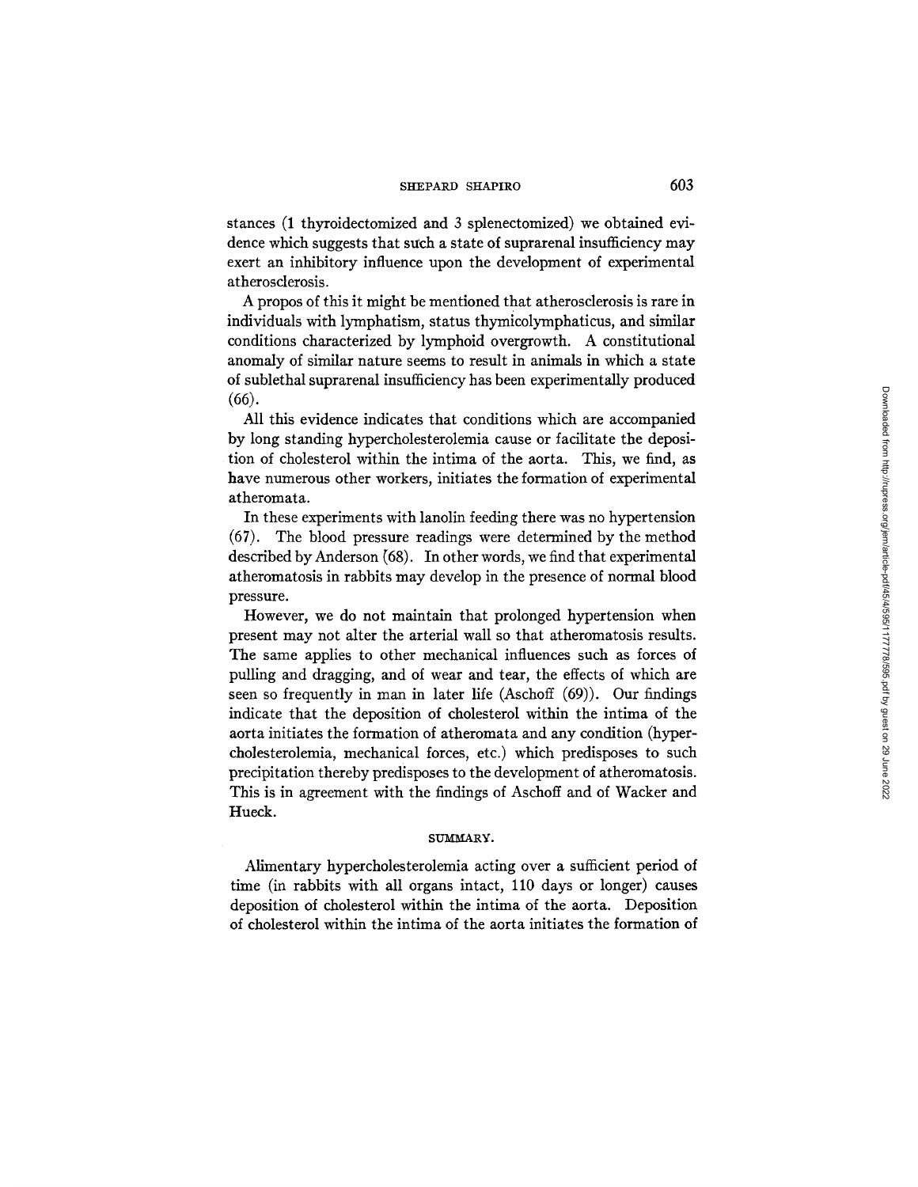stances (1 thyroidectomized and 3 splenectomized) we obtained evidence which suggests that such a state of suprarenal insufficiency may exert an inhibitory influence upon the development of experimental atherosclerosis.

A propos of this it might be mentioned that atherosclerosis is rare in individuals with lymphatism, status thymicolymphaticus, and similar conditions characterized by lymphoid overgrowth. A constitutional anomaly of similar nature seems to result in animals in which a state of sublethal suprarenal insufficiency has been experimentally produced (66).

All this evidence indicates that conditions which are accompanied by long standing hypercholesterolemia cause or facilitate the deposition of cholesterol within the intima of the aorta. This, we find, as have numerous other workers, initiates the formation of experimental atheromata.

In these experiments with lanolin feeding there was no hypertension (67). The blood pressure readings were determined by the method described by Anderson (68). In other words, we find that experimental atheromatosis in rabbits may develop in the presence of normal blood pressure.

However, we do not maintain that prolonged hypertension when present may not alter the arterial wall so that atheromatosis results. The same applies to other mechanical influences such as forces of pulling and dragging, and of wear and tear, the effects of which are seen so frequently in man in later life (Aschoff (69)). Our findings indicate that the deposition of cholesterol within the intima of the aorta initiates the formation of atheromata and any condition (hypercholesterolemia, mechanical forces, etc.) which predisposes to such precipitation thereby predisposes to the development of atheromatosis. This is in agreement with the findings of Aschoff and of Wacker and Hueck.

## SUMMARY.

Alimentary hypercholesterolemia acting over a sufficient period of time (in rabbits with all organs intact, 110 days or longer) causes deposition of cholesterol within the intima of the aorta. Deposition of cholesterol within the intima of the aorta initiates the formation of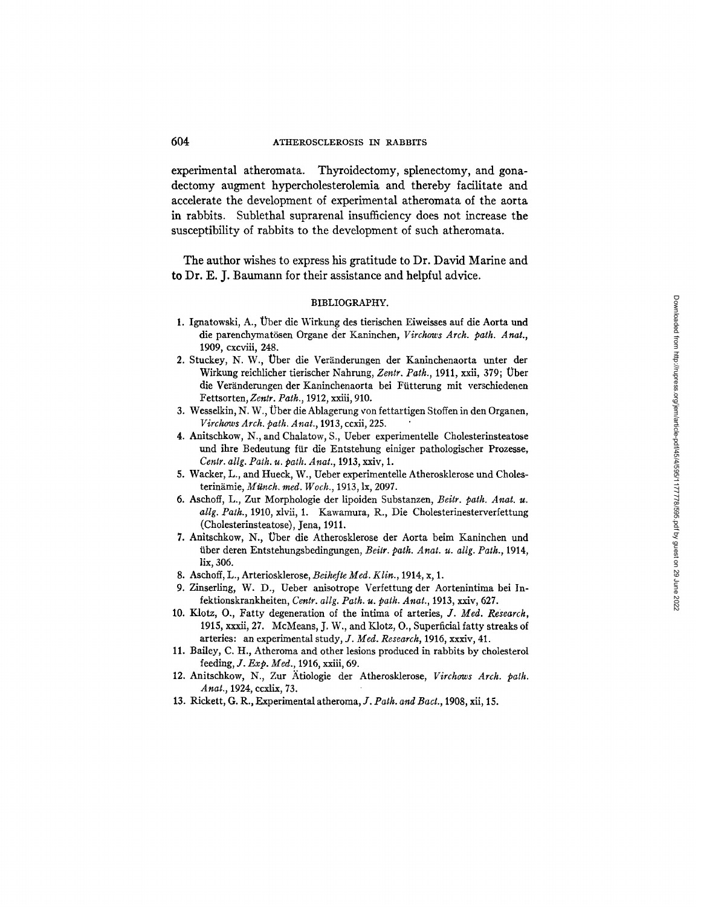experimental atheromata. Thyroidectomy, splenectomy, and gonadectomy augment hypercholesterolemia and thereby facilitate and accelerate the development of experimental atheromata of the aorta in rabbits. Sublethal suprarenal insufficiency does not increase the susceptibility of rabbits to the development of such atheromata.

The author wishes to express his gratitude to Dr. David Marine and to Dr. E. J. Baumann for their assistance and helpful advice.

## BIBLIOGRAPHY.

1. Ignatowski, A., Über die Wirkung des tierischen Eiweisses auf die Aorta und die parenchymatösen Organe der Kaninchen, *Virchows Arch. path. Anat.*, 1909, cxcviii, 248.
2. Stuckey, N. W., Über die Veränderungen der Kaninchenaorta unter der Wirkung reichlicher tierischer Nahrung, *Zentr. Path.*, 1911, xxii, 379; Über die Veränderungen der Kaninchenaorta bei Fütterung mit verschiedenen Fettsorten, *Zentr. Path.*, 1912, xxiii, 910.
3. Wesselkin, N. W., Über die Ablagerung von fettartigen Stoffen in den Organen, *Virchows Arch. path. Anat.*, 1913, ccxii, 225.
4. Anitschkow, N., and Chalatow, S., Ueber experimentelle Cholesterinsteatose und ihre Bedeutung für die Entstehung einiger pathologischer Prozesse, *Centr. allg. Path. u. path. Anat.*, 1913, xxiv, 1.
5. Wacker, L., and Hueck, W., Ueber experimentelle Atherosklerose und Cholesterinämie, *Münch. med. Woch.*, 1913, lx, 2097.
6. Aschoff, L., Zur Morphologie der lipoiden Substanzen, *Beitr. path. Anat. u. allg. Path.*, 1910, xlvii, 1. Kawamura, R., Die Cholesterinesterverfettung (Cholesterinsteatose), Jena, 1911.
7. Anitschkow, N., Über die Atherosklerose der Aorta beim Kaninchen und über deren Entstehungsbedingungen, *Beitr. path. Anat. u. allg. Path.*, 1914, lix, 306.
8. Aschoff, L., Arteriosklerose, *Beihefte Med. Klin.*, 1914, x, 1.
9. Zinserling, W. D., Ueber anisotrope Verfettung der Aortenintima bei Infektionskrankheiten, *Centr. allg. Path. u. path. Anat.*, 1913, xxiv, 627.
10. Klotz, O., Fatty degeneration of the intima of arteries, *J. Med. Research*, 1915, xxxii, 27. McMeans, J. W., and Klotz, O., Superficial fatty streaks of arteries: an experimental study, *J. Med. Research*, 1916, xxxiv, 41.
11. Bailey, C. H., Atheroma and other lesions produced in rabbits by cholesterol feeding, *J. Exp. Med.*, 1916, xxiii, 69.
12. Anitschkow, N., Zur Ätiologie der Atherosklerose, *Virchows Arch. path. Anat.*, 1924, ccxlix, 73.
13. Rickett, G. R., Experimental atheroma, *J. Path. and Bact.*, 1908, xii, 15.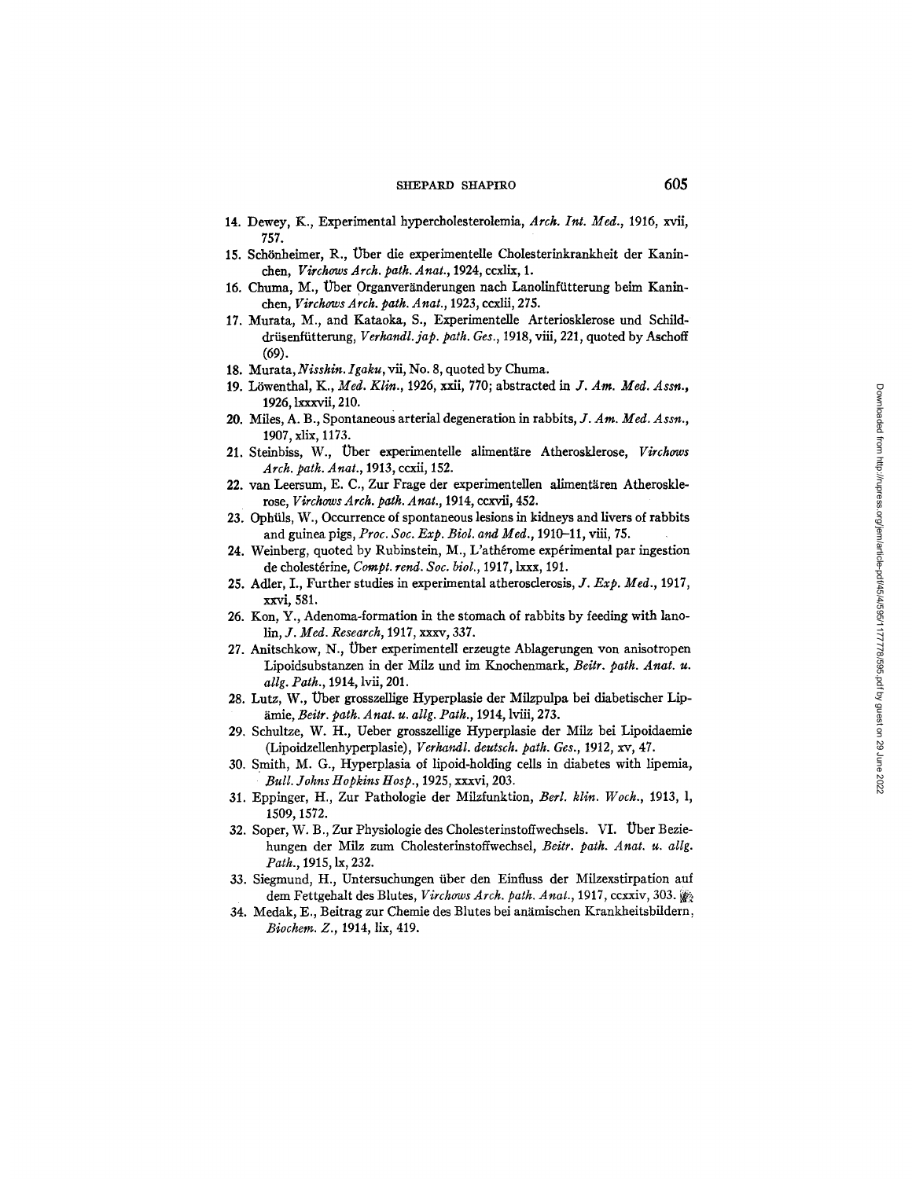14. Dewey, K., Experimental hypercholesterolemia, *Arch. Int. Med.*, 1916, xvii, 757.
15. Schönheimer, R., Über die experimentelle Cholesterinkrankheit der Kaninchen, *Virchows Arch. path. Anat.*, 1924, ccxlix, 1.
16. Chuma, M., Über Organveränderungen nach Lanolinfütterung beim Kaninchen, *Virchows Arch. path. Anat.*, 1923, ccxlii, 275.
17. Murata, M., and Kataoka, S., Experimentelle Arteriosklerose und Schilddrüsenfütterung, *Verhandl. jap. path. Ges.*, 1918, viii, 221, quoted by Aschoff (69).
18. Murata, *Nisshin. Igaku*, vii, No. 8, quoted by Chuma.
19. Löwenthal, K., *Med. Klin.*, 1926, xxii, 770; abstracted in *J. Am. Med. Assn.*, 1926, lxxxvii, 210.
20. Miles, A. B., Spontaneous arterial degeneration in rabbits, *J. Am. Med. Assn.*, 1907, xlix, 1173.
21. Steinbiss, W., Über experimentelle alimentäre Atherosklerose, *Virchows Arch. path. Anat.*, 1913, ccxii, 152.
22. van Leersum, E. C., Zur Frage der experimentellen alimentären Atherosklerose, *Virchows Arch. path. Anat.*, 1914, ccxvii, 452.
23. Ophüls, W., Occurrence of spontaneous lesions in kidneys and livers of rabbits and guinea pigs, *Proc. Soc. Exp. Biol. and Med.*, 1910–11, viii, 75.
24. Weinberg, quoted by Rubinstein, M., L'athérome expérimental par ingestion de cholestérine, *Compt. rend. Soc. biol.*, 1917, lxxx, 191.
25. Adler, I., Further studies in experimental atherosclerosis, *J. Exp. Med.*, 1917, xxvi, 581.
26. Kon, Y., Adenoma-formation in the stomach of rabbits by feeding with lanolin, *J. Med. Research*, 1917, xxxv, 337.
27. Anitschkow, N., Über experimentell erzeugte Ablagerungen von anisotropen Lipoidsubstanzen in der Milz und im Knochenmark, *Beitr. path. Anat. u. allg. Path.*, 1914, lvii, 201.
28. Lutz, W., Über grosszellige Hyperplasie der Milzpulpa bei diabetischer Lipämie, *Beitr. path. Anat. u. allg. Path.*, 1914, lviii, 273.
29. Schultze, W. H., Ueber grosszellige Hyperplasie der Milz bei Lipoidaemie (Lipoidzellenhyperplasie), *Verhandl. deutsch. path. Ges.*, 1912, xv, 47.
30. Smith, M. G., Hyperplasia of lipoid-holding cells in diabetes with lipemia, *Bull. Johns Hopkins Hosp.*, 1925, xxxvi, 203.
31. Eppinger, H., Zur Pathologie der Milzfunktion, *Berl. klin. Woch.*, 1913, l, 1509, 1572.
32. Soper, W. B., Zur Physiologie des Cholesterinstoffwechsels. VI. Über Beziehungen der Milz zum Cholesterinstoffwechsel, *Beitr. path. Anat. u. allg. Path.*, 1915, lx, 232.
33. Siegmund, H., Untersuchungen über den Einfluss der Milzexstirpation auf dem Fettgehalt des Blutes, *Virchows Arch. path. Anat.*, 1917, ccxxiv, 303.
34. Medak, E., Beitrag zur Chemie des Blutes bei anämischen Krankheitsbildern, *Biochem. Z.*, 1914, lix, 419.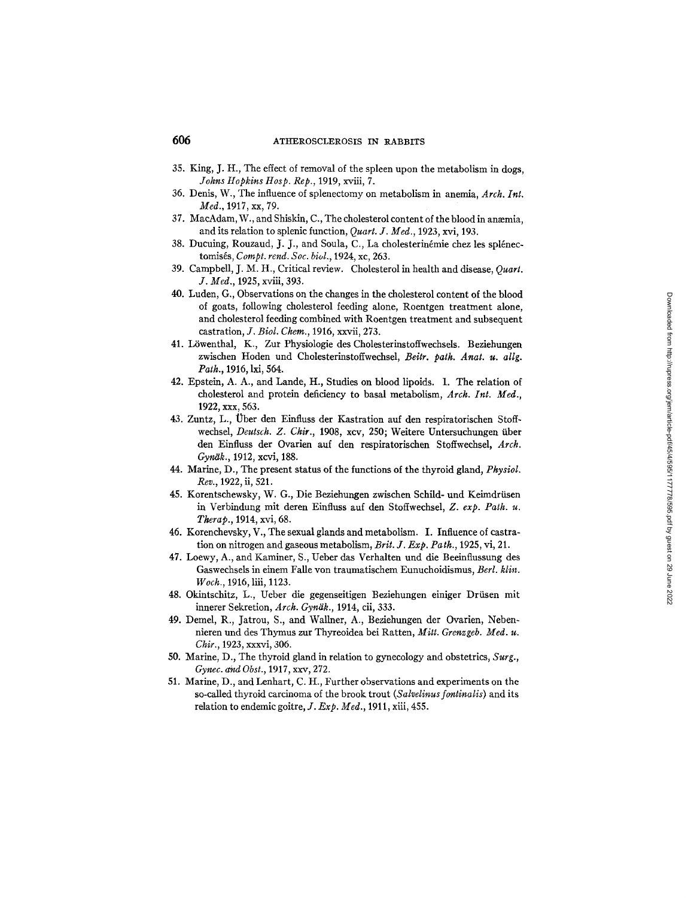35. King, J. H., The effect of removal of the spleen upon the metabolism in dogs, *Johns Hopkins Hosp. Rep.*, 1919, xviii, 7.
36. Denis, W., The influence of splenectomy on metabolism in anemia, *Arch. Int. Med.*, 1917, xx, 79.
37. MacAdam, W., and Shiskin, C., The cholesterol content of the blood in anæmia, and its relation to splenic function, *Quart. J. Med.*, 1923, xvi, 193.
38. Ducuing, Rouzaud, J. J., and Soula, C., La cholesterinémie chez les splénectomisés, *Compt. rend. Soc. biol.*, 1924, xc, 263.
39. Campbell, J. M. H., Critical review. Cholesterol in health and disease, *Quart. J. Med.*, 1925, xviii, 393.
40. Luden, G., Observations on the changes in the cholesterol content of the blood of goats, following cholesterol feeding alone, Roentgen treatment alone, and cholesterol feeding combined with Roentgen treatment and subsequent castration, *J. Biol. Chem.*, 1916, xxvii, 273.
41. Löwenthal, K., Zur Physiologie des Cholesterinstoffwechsels. Beziehungen zwischen Hoden und Cholesterinstoffwechsel, *Beitr. path. Anat. u. allg. Path.*, 1916, lxi, 564.
42. Epstein, A. A., and Lande, H., Studies on blood lipoids. 1. The relation of cholesterol and protein deficiency to basal metabolism, *Arch. Int. Med.*, 1922, xxx, 563.
43. Zuntz, L., Über den Einfluss der Kastration auf den respiratorischen Stoffwechsel, *Deutsch. Z. Chir.*, 1908, xcv, 250; Weitere Untersuchungen über den Einfluss der Ovarien auf den respiratorischen Stoffwechsel, *Arch. Gynäk.*, 1912, xcvi, 188.
44. Marine, D., The present status of the functions of the thyroid gland, *Physiol. Rev.*, 1922, ii, 521.
45. Korentschewsky, W. G., Die Beziehungen zwischen Schild- und Keimdrüsen in Verbindung mit deren Einfluss auf den Stoffwechsel, *Z. exp. Path. u. Therap.*, 1914, xvi, 68.
46. Korenchevsky, V., The sexual glands and metabolism. I. Influence of castration on nitrogen and gaseous metabolism, *Brit. J. Exp. Path.*, 1925, vi, 21.
47. Loewy, A., and Kaminer, S., Ueber das Verhalten und die Beeinflussung des Gaswechsels in einem Falle von traumatischem Eunuchoidismus, *Berl. klin. Woch.*, 1916, liii, 1123.
48. Okintschitz, L., Ueber die gegenseitigen Beziehungen einiger Drüsen mit innerer Sekretion, *Arch. Gynäk.*, 1914, cii, 333.
49. Demel, R., Jatrou, S., and Wallner, A., Beziehungen der Ovarien, Nebennieren und des Thymus zur Thyreoidea bei Ratten, *Mitt. Grenzgeb. Med. u. Chir.*, 1923, xxxvi, 306.
50. Marine, D., The thyroid gland in relation to gynecology and obstetrics, *Surg., Gynec. and Obst.*, 1917, xxv, 272.
51. Marine, D., and Lenhart, C. H., Further observations and experiments on the so-called thyroid carcinoma of the brook trout (*Salvelinus fontinalis*) and its relation to endemic goitre, *J. Exp. Med.*, 1911, xiii, 455.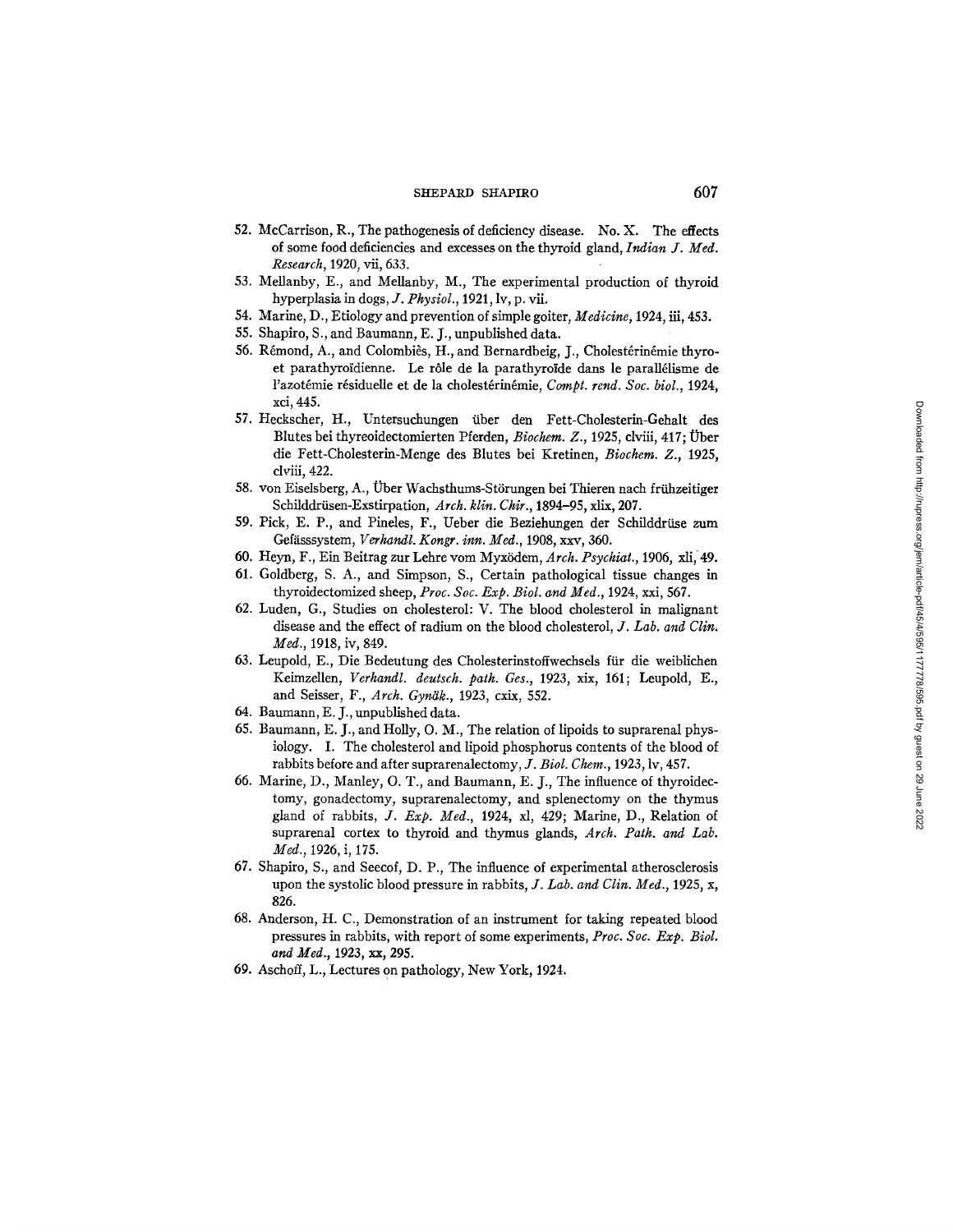52. McCarrison, R., The pathogenesis of deficiency disease. No. X. The effects of some food deficiencies and excesses on the thyroid gland, *Indian J. Med. Research*, 1920, vii, 633.
53. Mellanby, E., and Mellanby, M., The experimental production of thyroid hyperplasia in dogs, *J. Physiol.*, 1921, lv, p. vii.
54. Marine, D., Etiology and prevention of simple goiter, *Medicine*, 1924, iii, 453.
55. Shapiro, S., and Baumann, E. J., unpublished data.
56. Rémond, A., and Colombiès, H., and Bernardbeig, J., Cholestérinémie thyro- et parathyroïdienne. Le rôle de la parathyroïde dans le parallélisme de l'azotémie résiduelle et de la cholestérinémie, *Compt. rend. Soc. biol.*, 1924, xci, 445.
57. Heckscher, H., Untersuchungen über den Fett-Cholesterin-Gehalt des Blutes bei thyreoidectomierten Pferden, *Biochem. Z.*, 1925, clviii, 417; Über die Fett-Cholesterin-Menge des Blutes bei Kretinen, *Biochem. Z.*, 1925, clviii, 422.
58. von Eiselsberg, A., Über Wachsthums-Störungen bei Thieren nach frühzeitiger Schilddrüsen-Exstirpation, *Arch. klin. Chir.*, 1894–95, xlix, 207.
59. Pick, E. P., and Pineles, F., Ueber die Beziehungen der Schilddrüse zum Gefässsystem, *Verhandl. Kongr. inn. Med.*, 1908, xxv, 360.
60. Heyn, F., Ein Beitrag zur Lehre vom Myxödem, *Arch. Psychiat.*, 1906, xli, 49.
61. Goldberg, S. A., and Simpson, S., Certain pathological tissue changes in thyroidectomized sheep, *Proc. Soc. Exp. Biol. and Med.*, 1924, xxi, 567.
62. Luden, G., Studies on cholesterol: V. The blood cholesterol in malignant disease and the effect of radium on the blood cholesterol, *J. Lab. and Clin. Med.*, 1918, iv, 849.
63. Leupold, E., Die Bedeutung des Cholesterinstoffwechsels für die weiblichen Keimzellen, *Verhandl. deutsch. path. Ges.*, 1923, xix, 161; Leupold, E., and Seisser, F., *Arch. Gynäk.*, 1923, cxix, 552.
64. Baumann, E. J., unpublished data.
65. Baumann, E. J., and Holly, O. M., The relation of lipoids to suprarenal physiology. I. The cholesterol and lipoid phosphorus contents of the blood of rabbits before and after suprarenalectomy, *J. Biol. Chem.*, 1923, lv, 457.
66. Marine, D., Manley, O. T., and Baumann, E. J., The influence of thyroidectomy, gonadectomy, suprarenalectomy, and splenectomy on the thymus gland of rabbits, *J. Exp. Med.*, 1924, xl, 429; Marine, D., Relation of suprarenal cortex to thyroid and thymus glands, *Arch. Path. and Lab. Med.*, 1926, i, 175.
67. Shapiro, S., and Seecof, D. P., The influence of experimental atherosclerosis upon the systolic blood pressure in rabbits, *J. Lab. and Clin. Med.*, 1925, x, 826.
68. Anderson, H. C., Demonstration of an instrument for taking repeated blood pressures in rabbits, with report of some experiments, *Proc. Soc. Exp. Biol. and Med.*, 1923, xx, 295.
69. Aschoff, L., Lectures on pathology, New York, 1924.